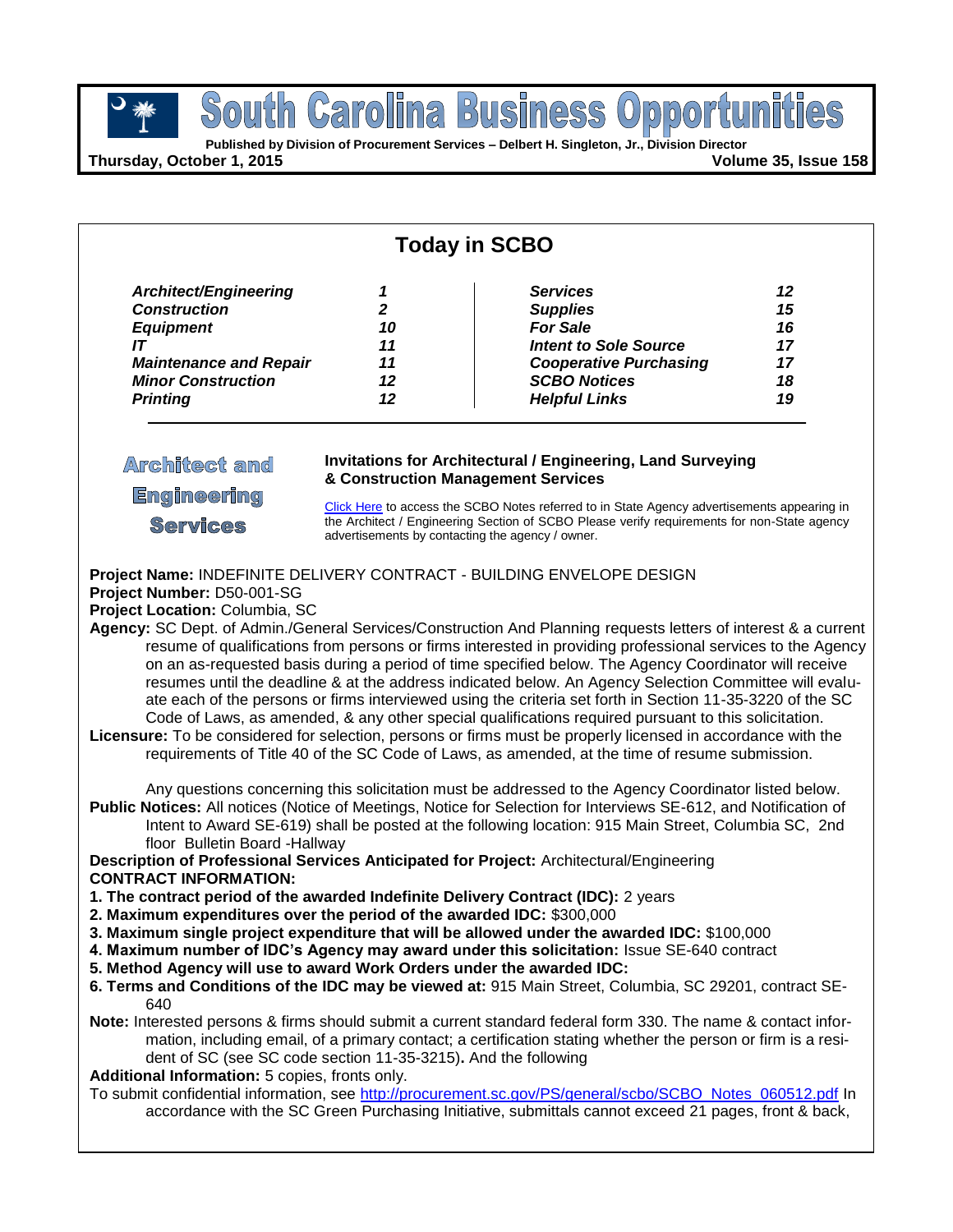# South Carolina Business Opportunities

**Published by Division of Procurement Services – Delbert H. Singleton, Jr., Division Director**

**Thursday, October 1, 2015** **Volume 35, Issue 158**

## Today in SCBO

| | | | |
|---|---|---|---|
| *Architect/Engineering* | *1* | *Services* | *12* |
| *Construction* | *2* | *Supplies* | *15* |
| *Equipment* | *10* | *For Sale* | *16* |
| *IT* | *11* | *Intent to Sole Source* | *17* |
| *Maintenance and Repair* | *11* | *Cooperative Purchasing* | *17* |
| *Minor Construction* | *12* | *SCBO Notices* | *18* |
| *Printing* | *12* | *Helpful Links* | *19* |

## Architect and Engineering Services

**Invitations for Architectural / Engineering, Land Surveying & Construction Management Services**

Click Here to access the SCBO Notes referred to in State Agency advertisements appearing in the Architect / Engineering Section of SCBO Please verify requirements for non-State agency advertisements by contacting the agency / owner.

**Project Name:** INDEFINITE DELIVERY CONTRACT - BUILDING ENVELOPE DESIGN
**Project Number:** D50-001-SG
**Project Location:** Columbia, SC
**Agency:** SC Dept. of Admin./General Services/Construction And Planning requests letters of interest & a current resume of qualifications from persons or firms interested in providing professional services to the Agency on an as-requested basis during a period of time specified below. The Agency Coordinator will receive resumes until the deadline & at the address indicated below. An Agency Selection Committee will evaluate each of the persons or firms interviewed using the criteria set forth in Section 11-35-3220 of the SC Code of Laws, as amended, & any other special qualifications required pursuant to this solicitation.
**Licensure:** To be considered for selection, persons or firms must be properly licensed in accordance with the requirements of Title 40 of the SC Code of Laws, as amended, at the time of resume submission.

Any questions concerning this solicitation must be addressed to the Agency Coordinator listed below.
**Public Notices:** All notices (Notice of Meetings, Notice for Selection for Interviews SE-612, and Notification of Intent to Award SE-619) shall be posted at the following location: 915 Main Street, Columbia SC, 2nd floor Bulletin Board -Hallway
**Description of Professional Services Anticipated for Project:** Architectural/Engineering
**CONTRACT INFORMATION:**
**1. The contract period of the awarded Indefinite Delivery Contract (IDC):** 2 years
**2. Maximum expenditures over the period of the awarded IDC:** $300,000
**3. Maximum single project expenditure that will be allowed under the awarded IDC:** $100,000
**4. Maximum number of IDC's Agency may award under this solicitation:** Issue SE-640 contract
**5. Method Agency will use to award Work Orders under the awarded IDC:**
**6. Terms and Conditions of the IDC may be viewed at:** 915 Main Street, Columbia, SC 29201, contract SE-640
**Note:** Interested persons & firms should submit a current standard federal form 330. The name & contact information, including email, of a primary contact; a certification stating whether the person or firm is a resident of SC (see SC code section 11-35-3215)**.** And the following
**Additional Information:** 5 copies, fronts only.
To submit confidential information, see http://procurement.sc.gov/PS/general/scbo/SCBO_Notes_060512.pdf In accordance with the SC Green Purchasing Initiative, submittals cannot exceed 21 pages, front & back,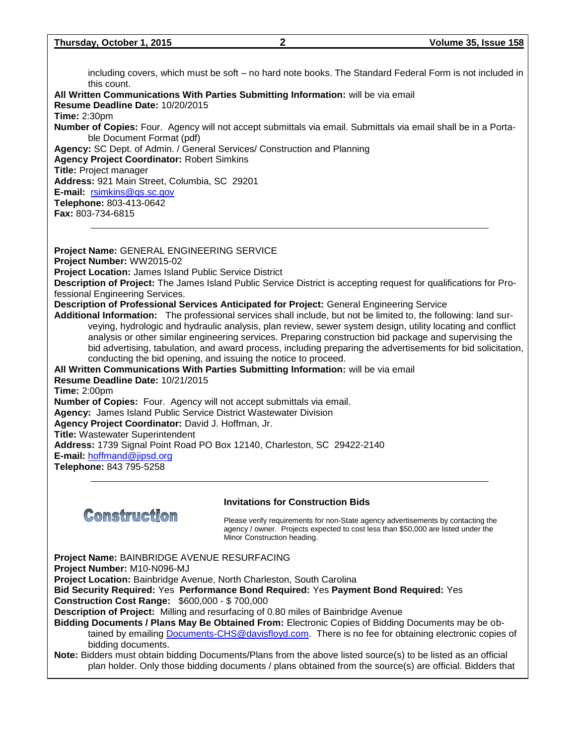including covers, which must be soft – no hard note books. The Standard Federal Form is not included in this count.

**All Written Communications With Parties Submitting Information:** will be via email
**Resume Deadline Date:** 10/20/2015
**Time:** 2:30pm
**Number of Copies:** Four. Agency will not accept submittals via email. Submittals via email shall be in a Portable Document Format (pdf)
**Agency:** SC Dept. of Admin. / General Services/ Construction and Planning
**Agency Project Coordinator:** Robert Simkins
**Title:** Project manager
**Address:** 921 Main Street, Columbia, SC 29201
**E-mail:** rsimkins@gs.sc.gov
**Telephone:** 803-413-0642
**Fax:** 803-734-6815

---

**Project Name:** GENERAL ENGINEERING SERVICE
**Project Number:** WW2015-02
**Project Location:** James Island Public Service District
**Description of Project:** The James Island Public Service District is accepting request for qualifications for Professional Engineering Services.
**Description of Professional Services Anticipated for Project:** General Engineering Service
**Additional Information:** The professional services shall include, but not be limited to, the following: land surveying, hydrologic and hydraulic analysis, plan review, sewer system design, utility locating and conflict analysis or other similar engineering services. Preparing construction bid package and supervising the bid advertising, tabulation, and award process, including preparing the advertisements for bid solicitation, conducting the bid opening, and issuing the notice to proceed.
**All Written Communications With Parties Submitting Information:** will be via email
**Resume Deadline Date:** 10/21/2015
**Time:** 2:00pm
**Number of Copies:** Four. Agency will not accept submittals via email.
**Agency:** James Island Public Service District Wastewater Division
**Agency Project Coordinator:** David J. Hoffman, Jr.
**Title:** Wastewater Superintendent
**Address:** 1739 Signal Point Road PO Box 12140, Charleston, SC 29422-2140
**E-mail:** hoffmand@jipsd.org
**Telephone:** 843 795-5258

---

## Construction

### Invitations for Construction Bids

Please verify requirements for non-State agency advertisements by contacting the agency / owner. Projects expected to cost less than $50,000 are listed under the Minor Construction heading.

**Project Name:** BAINBRIDGE AVENUE RESURFACING
**Project Number:** M10-N096-MJ
**Project Location:** Bainbridge Avenue, North Charleston, South Carolina
**Bid Security Required:** Yes **Performance Bond Required:** Yes **Payment Bond Required:** Yes
**Construction Cost Range:** $600,000 - $ 700,000
**Description of Project:** Milling and resurfacing of 0.80 miles of Bainbridge Avenue
**Bidding Documents / Plans May Be Obtained From:** Electronic Copies of Bidding Documents may be obtained by emailing Documents-CHS@davisfloyd.com. There is no fee for obtaining electronic copies of bidding documents.
**Note:** Bidders must obtain bidding Documents/Plans from the above listed source(s) to be listed as an official plan holder. Only those bidding documents / plans obtained from the source(s) are official. Bidders that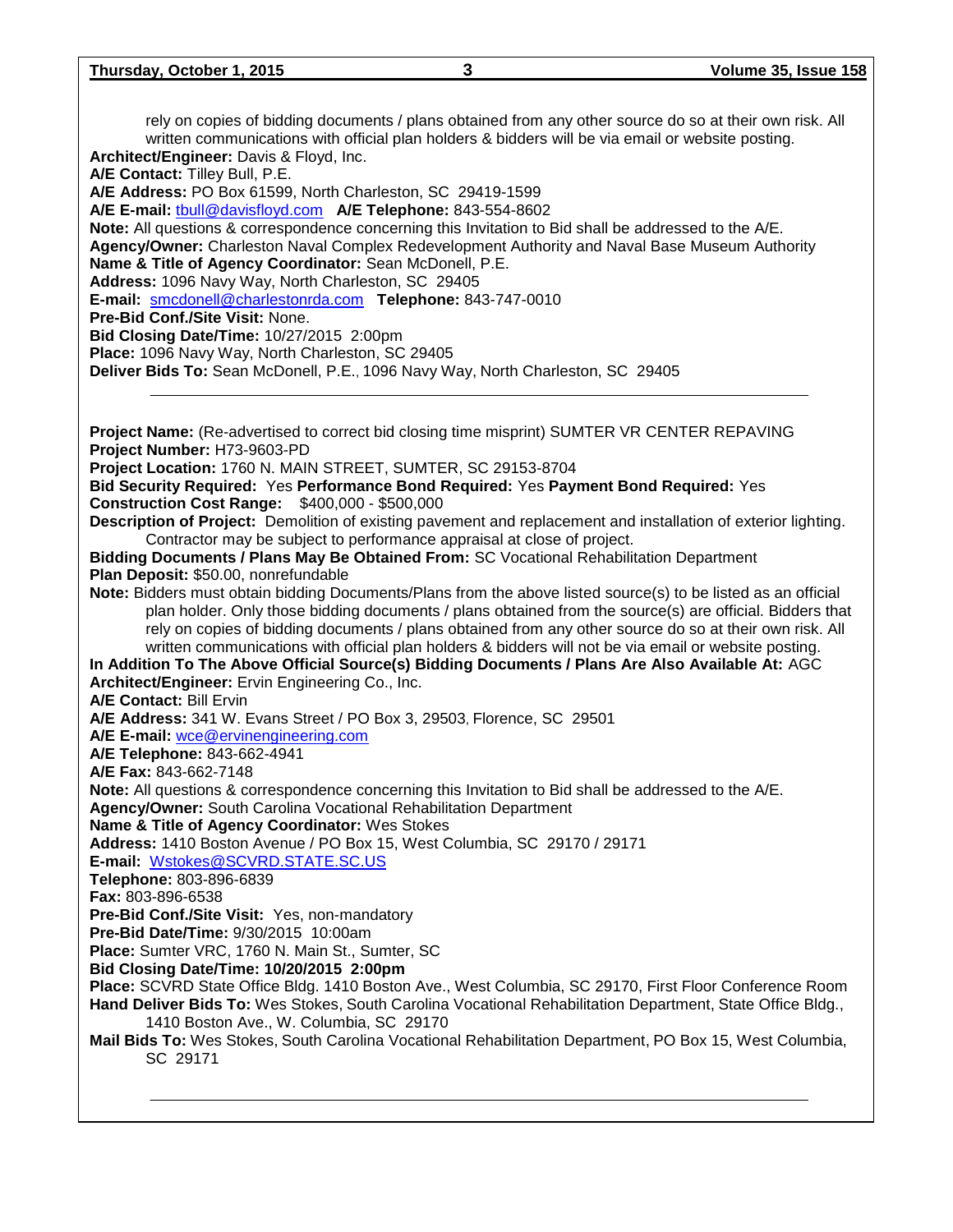rely on copies of bidding documents / plans obtained from any other source do so at their own risk. All written communications with official plan holders & bidders will be via email or website posting.

**Architect/Engineer:** Davis & Floyd, Inc.
**A/E Contact:** Tilley Bull, P.E.
**A/E Address:** PO Box 61599, North Charleston, SC 29419-1599
**A/E E-mail:** tbull@davisfloyd.com **A/E Telephone:** 843-554-8602
**Note:** All questions & correspondence concerning this Invitation to Bid shall be addressed to the A/E.
**Agency/Owner:** Charleston Naval Complex Redevelopment Authority and Naval Base Museum Authority
**Name & Title of Agency Coordinator:** Sean McDonell, P.E.
**Address:** 1096 Navy Way, North Charleston, SC 29405
**E-mail:** smcdonell@charlestonrda.com **Telephone:** 843-747-0010
**Pre-Bid Conf./Site Visit:** None.
**Bid Closing Date/Time:** 10/27/2015 2:00pm
**Place:** 1096 Navy Way, North Charleston, SC 29405
**Deliver Bids To:** Sean McDonell, P.E., 1096 Navy Way, North Charleston, SC 29405

---

**Project Name:** (Re-advertised to correct bid closing time misprint) SUMTER VR CENTER REPAVING
**Project Number:** H73-9603-PD
**Project Location:** 1760 N. MAIN STREET, SUMTER, SC 29153-8704
**Bid Security Required:** Yes **Performance Bond Required:** Yes **Payment Bond Required:** Yes
**Construction Cost Range:** $400,000 - $500,000
**Description of Project:** Demolition of existing pavement and replacement and installation of exterior lighting. Contractor may be subject to performance appraisal at close of project.
**Bidding Documents / Plans May Be Obtained From:** SC Vocational Rehabilitation Department
**Plan Deposit:** $50.00, nonrefundable
**Note:** Bidders must obtain bidding Documents/Plans from the above listed source(s) to be listed as an official plan holder. Only those bidding documents / plans obtained from the source(s) are official. Bidders that rely on copies of bidding documents / plans obtained from any other source do so at their own risk. All written communications with official plan holders & bidders will not be via email or website posting.
**In Addition To The Above Official Source(s) Bidding Documents / Plans Are Also Available At:** AGC
**Architect/Engineer:** Ervin Engineering Co., Inc.
**A/E Contact:** Bill Ervin
**A/E Address:** 341 W. Evans Street / PO Box 3, 29503, Florence, SC 29501
**A/E E-mail:** wce@ervinengineering.com
**A/E Telephone:** 843-662-4941
**A/E Fax:** 843-662-7148
**Note:** All questions & correspondence concerning this Invitation to Bid shall be addressed to the A/E.
**Agency/Owner:** South Carolina Vocational Rehabilitation Department
**Name & Title of Agency Coordinator:** Wes Stokes
**Address:** 1410 Boston Avenue / PO Box 15, West Columbia, SC 29170 / 29171
**E-mail:** Wstokes@SCVRD.STATE.SC.US
**Telephone:** 803-896-6839
**Fax:** 803-896-6538
**Pre-Bid Conf./Site Visit:** Yes, non-mandatory
**Pre-Bid Date/Time:** 9/30/2015 10:00am
**Place:** Sumter VRC, 1760 N. Main St., Sumter, SC
**Bid Closing Date/Time: 10/20/2015 2:00pm**
**Place:** SCVRD State Office Bldg. 1410 Boston Ave., West Columbia, SC 29170, First Floor Conference Room
**Hand Deliver Bids To:** Wes Stokes, South Carolina Vocational Rehabilitation Department, State Office Bldg., 1410 Boston Ave., W. Columbia, SC 29170
**Mail Bids To:** Wes Stokes, South Carolina Vocational Rehabilitation Department, PO Box 15, West Columbia, SC 29171

---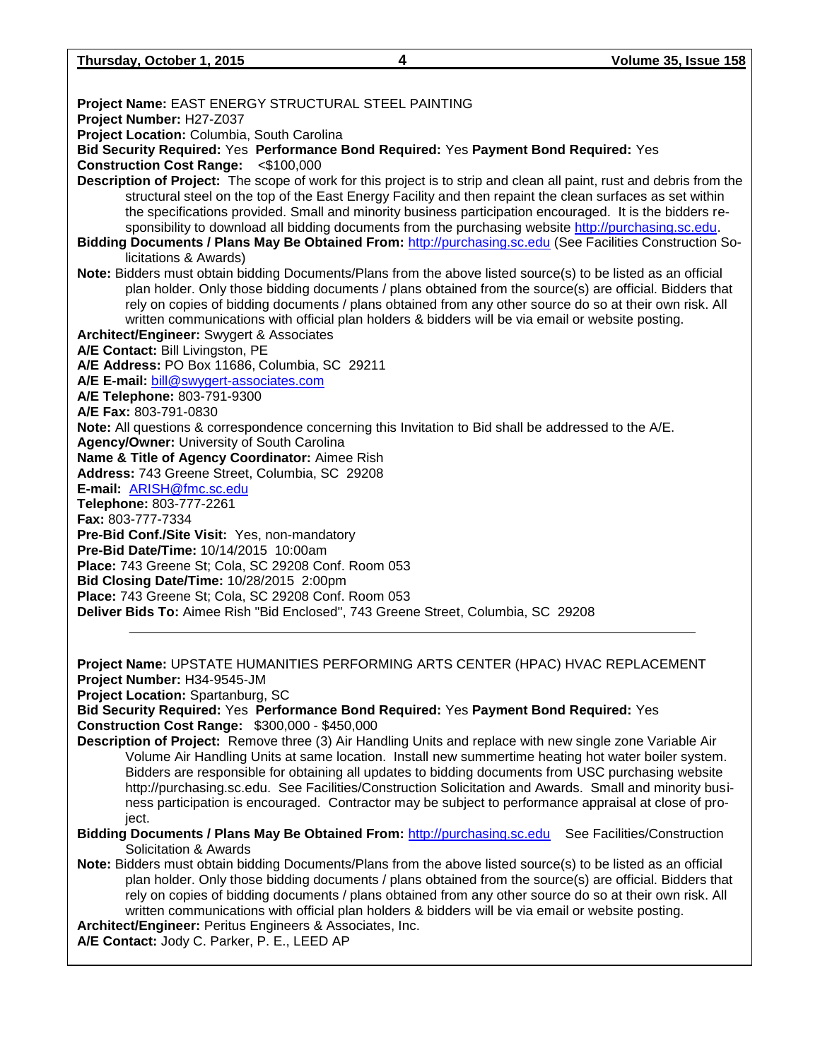**Project Name:** EAST ENERGY STRUCTURAL STEEL PAINTING
**Project Number:** H27-Z037
**Project Location:** Columbia, South Carolina
**Bid Security Required:** Yes **Performance Bond Required:** Yes **Payment Bond Required:** Yes
**Construction Cost Range:** <$100,000
**Description of Project:** The scope of work for this project is to strip and clean all paint, rust and debris from the structural steel on the top of the East Energy Facility and then repaint the clean surfaces as set within the specifications provided. Small and minority business participation encouraged. It is the bidders responsibility to download all bidding documents from the purchasing website http://purchasing.sc.edu.
**Bidding Documents / Plans May Be Obtained From:** http://purchasing.sc.edu (See Facilities Construction Solicitations & Awards)
**Note:** Bidders must obtain bidding Documents/Plans from the above listed source(s) to be listed as an official plan holder. Only those bidding documents / plans obtained from the source(s) are official. Bidders that rely on copies of bidding documents / plans obtained from any other source do so at their own risk. All written communications with official plan holders & bidders will be via email or website posting.
**Architect/Engineer:** Swygert & Associates
**A/E Contact:** Bill Livingston, PE
**A/E Address:** PO Box 11686, Columbia, SC 29211
**A/E E-mail:** bill@swygert-associates.com
**A/E Telephone:** 803-791-9300
**A/E Fax:** 803-791-0830
**Note:** All questions & correspondence concerning this Invitation to Bid shall be addressed to the A/E.
**Agency/Owner:** University of South Carolina
**Name & Title of Agency Coordinator:** Aimee Rish
**Address:** 743 Greene Street, Columbia, SC 29208
**E-mail:** ARISH@fmc.sc.edu
**Telephone:** 803-777-2261
**Fax:** 803-777-7334
**Pre-Bid Conf./Site Visit:** Yes, non-mandatory
**Pre-Bid Date/Time:** 10/14/2015 10:00am
**Place:** 743 Greene St; Cola, SC 29208 Conf. Room 053
**Bid Closing Date/Time:** 10/28/2015 2:00pm
**Place:** 743 Greene St; Cola, SC 29208 Conf. Room 053
**Deliver Bids To:** Aimee Rish "Bid Enclosed", 743 Greene Street, Columbia, SC 29208

---

**Project Name:** UPSTATE HUMANITIES PERFORMING ARTS CENTER (HPAC) HVAC REPLACEMENT
**Project Number:** H34-9545-JM
**Project Location:** Spartanburg, SC
**Bid Security Required:** Yes **Performance Bond Required:** Yes **Payment Bond Required:** Yes
**Construction Cost Range:** $300,000 - $450,000
**Description of Project:** Remove three (3) Air Handling Units and replace with new single zone Variable Air Volume Air Handling Units at same location. Install new summertime heating hot water boiler system. Bidders are responsible for obtaining all updates to bidding documents from USC purchasing website http://purchasing.sc.edu. See Facilities/Construction Solicitation and Awards. Small and minority business participation is encouraged. Contractor may be subject to performance appraisal at close of project.
**Bidding Documents / Plans May Be Obtained From:** http://purchasing.sc.edu See Facilities/Construction Solicitation & Awards
**Note:** Bidders must obtain bidding Documents/Plans from the above listed source(s) to be listed as an official plan holder. Only those bidding documents / plans obtained from the source(s) are official. Bidders that rely on copies of bidding documents / plans obtained from any other source do so at their own risk. All written communications with official plan holders & bidders will be via email or website posting.
**Architect/Engineer:** Peritus Engineers & Associates, Inc.
**A/E Contact:** Jody C. Parker, P. E., LEED AP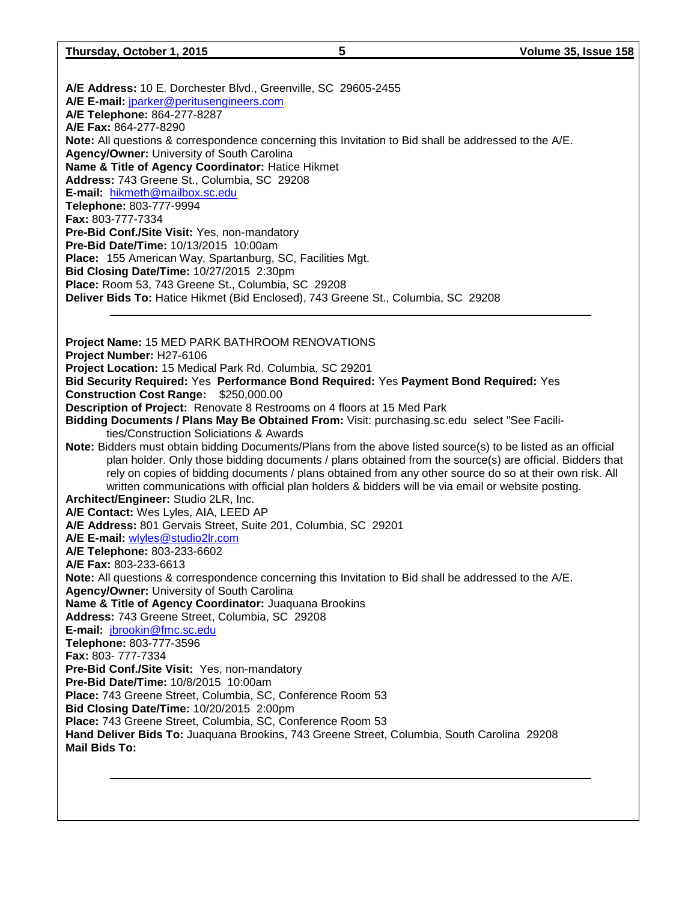**A/E Address:** 10 E. Dorchester Blvd., Greenville, SC 29605-2455
**A/E E-mail:** jparker@peritusengineers.com
**A/E Telephone:** 864-277-8287
**A/E Fax:** 864-277-8290
**Note:** All questions & correspondence concerning this Invitation to Bid shall be addressed to the A/E.
**Agency/Owner:** University of South Carolina
**Name & Title of Agency Coordinator:** Hatice Hikmet
**Address:** 743 Greene St., Columbia, SC 29208
**E-mail:** hikmeth@mailbox.sc.edu
**Telephone:** 803-777-9994
**Fax:** 803-777-7334
**Pre-Bid Conf./Site Visit:** Yes, non-mandatory
**Pre-Bid Date/Time:** 10/13/2015 10:00am
**Place:** 155 American Way, Spartanburg, SC, Facilities Mgt.
**Bid Closing Date/Time:** 10/27/2015 2:30pm
**Place:** Room 53, 743 Greene St., Columbia, SC 29208
**Deliver Bids To:** Hatice Hikmet (Bid Enclosed), 743 Greene St., Columbia, SC 29208

---

**Project Name:** 15 MED PARK BATHROOM RENOVATIONS
**Project Number:** H27-6106
**Project Location:** 15 Medical Park Rd. Columbia, SC 29201
**Bid Security Required:** Yes **Performance Bond Required:** Yes **Payment Bond Required:** Yes
**Construction Cost Range:** $250,000.00
**Description of Project:** Renovate 8 Restrooms on 4 floors at 15 Med Park
**Bidding Documents / Plans May Be Obtained From:** Visit: purchasing.sc.edu select "See Facilities/Construction Soliciations & Awards
**Note:** Bidders must obtain bidding Documents/Plans from the above listed source(s) to be listed as an official plan holder. Only those bidding documents / plans obtained from the source(s) are official. Bidders that rely on copies of bidding documents / plans obtained from any other source do so at their own risk. All written communications with official plan holders & bidders will be via email or website posting.
**Architect/Engineer:** Studio 2LR, Inc.
**A/E Contact:** Wes Lyles, AIA, LEED AP
**A/E Address:** 801 Gervais Street, Suite 201, Columbia, SC 29201
**A/E E-mail:** wlyles@studio2lr.com
**A/E Telephone:** 803-233-6602
**A/E Fax:** 803-233-6613
**Note:** All questions & correspondence concerning this Invitation to Bid shall be addressed to the A/E.
**Agency/Owner:** University of South Carolina
**Name & Title of Agency Coordinator:** Juaquana Brookins
**Address:** 743 Greene Street, Columbia, SC 29208
**E-mail:** jbrookin@fmc.sc.edu
**Telephone:** 803-777-3596
**Fax:** 803- 777-7334
**Pre-Bid Conf./Site Visit:** Yes, non-mandatory
**Pre-Bid Date/Time:** 10/8/2015 10:00am
**Place:** 743 Greene Street, Columbia, SC, Conference Room 53
**Bid Closing Date/Time:** 10/20/2015 2:00pm
**Place:** 743 Greene Street, Columbia, SC, Conference Room 53
**Hand Deliver Bids To:** Juaquana Brookins, 743 Greene Street, Columbia, South Carolina 29208
**Mail Bids To:**

---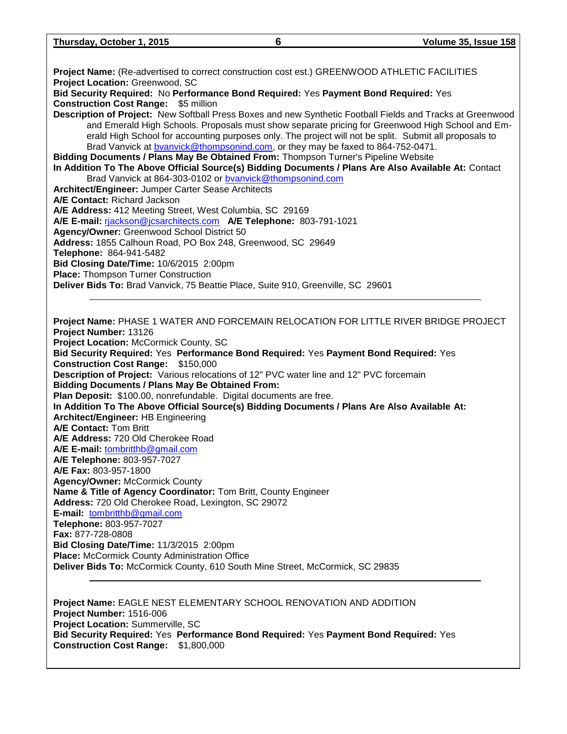**Project Name:** (Re-advertised to correct construction cost est.) GREENWOOD ATHLETIC FACILITIES
**Project Location:** Greenwood, SC
**Bid Security Required:** No **Performance Bond Required:** Yes **Payment Bond Required:** Yes
**Construction Cost Range:** $5 million
**Description of Project:** New Softball Press Boxes and new Synthetic Football Fields and Tracks at Greenwood and Emerald High Schools. Proposals must show separate pricing for Greenwood High School and Emerald High School for accounting purposes only. The project will not be split. Submit all proposals to Brad Vanvick at bvanvick@thompsonind.com, or they may be faxed to 864-752-0471.
**Bidding Documents / Plans May Be Obtained From:** Thompson Turner's Pipeline Website
**In Addition To The Above Official Source(s) Bidding Documents / Plans Are Also Available At:** Contact Brad Vanvick at 864-303-0102 or bvanvick@thompsonind.com
**Architect/Engineer:** Jumper Carter Sease Architects
**A/E Contact:** Richard Jackson
**A/E Address:** 412 Meeting Street, West Columbia, SC 29169
**A/E E-mail:** rjackson@jcsarchitects.com **A/E Telephone:** 803-791-1021
**Agency/Owner:** Greenwood School District 50
**Address:** 1855 Calhoun Road, PO Box 248, Greenwood, SC 29649
**Telephone:** 864-941-5482
**Bid Closing Date/Time:** 10/6/2015 2:00pm
**Place:** Thompson Turner Construction
**Deliver Bids To:** Brad Vanvick, 75 Beattie Place, Suite 910, Greenville, SC 29601

---

**Project Name:** PHASE 1 WATER AND FORCEMAIN RELOCATION FOR LITTLE RIVER BRIDGE PROJECT
**Project Number:** 13126
**Project Location:** McCormick County, SC
**Bid Security Required:** Yes **Performance Bond Required:** Yes **Payment Bond Required:** Yes
**Construction Cost Range:** $150,000
**Description of Project:** Various relocations of 12" PVC water line and 12" PVC forcemain
**Bidding Documents / Plans May Be Obtained From:**
**Plan Deposit:** $100.00, nonrefundable. Digital documents are free.
**In Addition To The Above Official Source(s) Bidding Documents / Plans Are Also Available At:**
**Architect/Engineer:** HB Engineering
**A/E Contact:** Tom Britt
**A/E Address:** 720 Old Cherokee Road
**A/E E-mail:** tombritthb@gmail.com
**A/E Telephone:** 803-957-7027
**A/E Fax:** 803-957-1800
**Agency/Owner:** McCormick County
**Name & Title of Agency Coordinator:** Tom Britt, County Engineer
**Address:** 720 Old Cherokee Road, Lexington, SC 29072
**E-mail:** tombritthb@gmail.com
**Telephone:** 803-957-7027
**Fax:** 877-728-0808
**Bid Closing Date/Time:** 11/3/2015 2:00pm
**Place:** McCormick County Administration Office
**Deliver Bids To:** McCormick County, 610 South Mine Street, McCormick, SC 29835

---

**Project Name:** EAGLE NEST ELEMENTARY SCHOOL RENOVATION AND ADDITION
**Project Number:** 1516-006
**Project Location:** Summerville, SC
**Bid Security Required:** Yes **Performance Bond Required:** Yes **Payment Bond Required:** Yes
**Construction Cost Range:** $1,800,000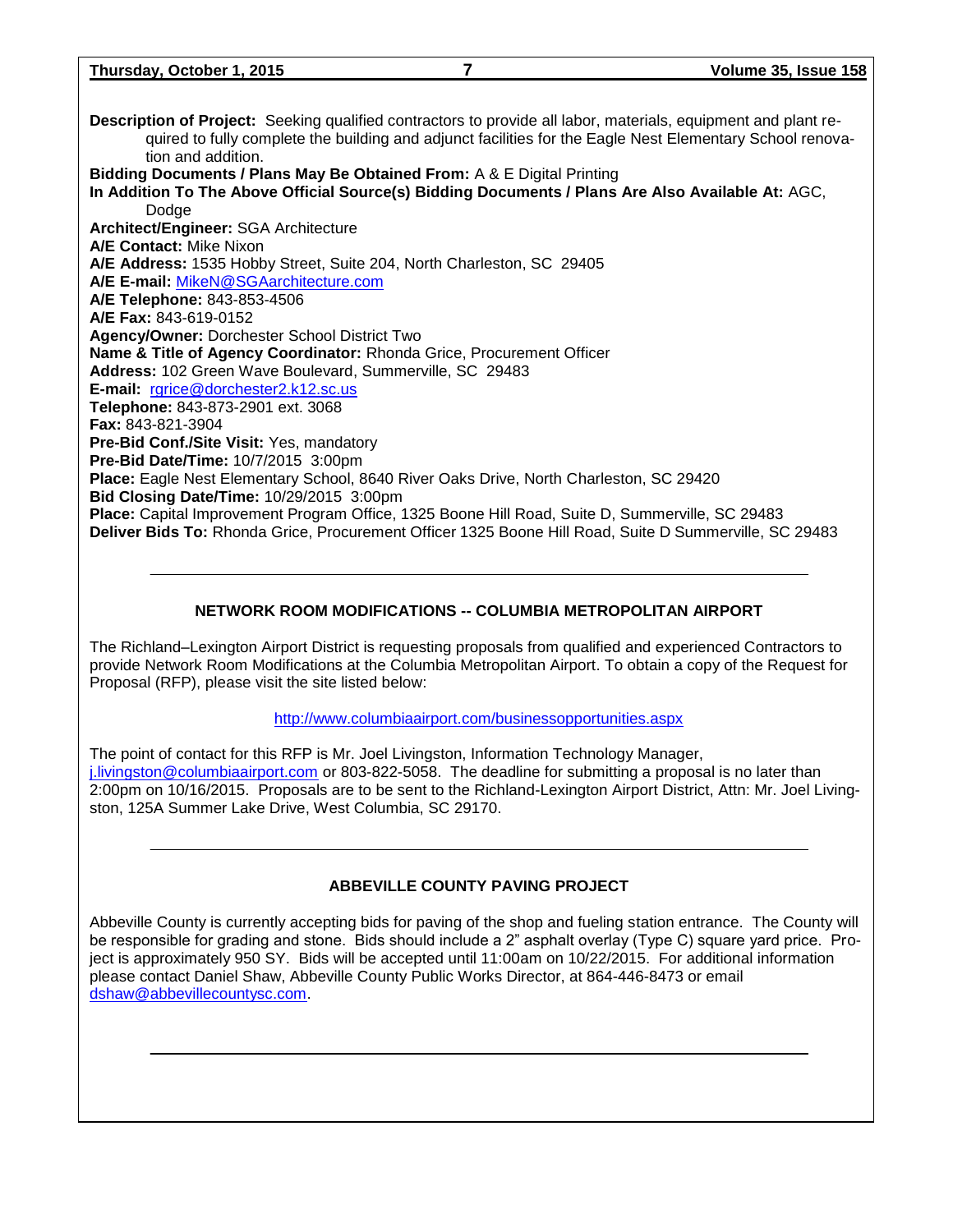**Description of Project:** Seeking qualified contractors to provide all labor, materials, equipment and plant required to fully complete the building and adjunct facilities for the Eagle Nest Elementary School renovation and addition.
**Bidding Documents / Plans May Be Obtained From:** A & E Digital Printing
**In Addition To The Above Official Source(s) Bidding Documents / Plans Are Also Available At:** AGC, Dodge
**Architect/Engineer:** SGA Architecture
**A/E Contact:** Mike Nixon
**A/E Address:** 1535 Hobby Street, Suite 204, North Charleston, SC 29405
**A/E E-mail:** MikeN@SGAarchitecture.com
**A/E Telephone:** 843-853-4506
**A/E Fax:** 843-619-0152
**Agency/Owner:** Dorchester School District Two
**Name & Title of Agency Coordinator:** Rhonda Grice, Procurement Officer
**Address:** 102 Green Wave Boulevard, Summerville, SC 29483
**E-mail:** rgrice@dorchester2.k12.sc.us
**Telephone:** 843-873-2901 ext. 3068
**Fax:** 843-821-3904
**Pre-Bid Conf./Site Visit:** Yes, mandatory
**Pre-Bid Date/Time:** 10/7/2015 3:00pm
**Place:** Eagle Nest Elementary School, 8640 River Oaks Drive, North Charleston, SC 29420
**Bid Closing Date/Time:** 10/29/2015 3:00pm
**Place:** Capital Improvement Program Office, 1325 Boone Hill Road, Suite D, Summerville, SC 29483
**Deliver Bids To:** Rhonda Grice, Procurement Officer 1325 Boone Hill Road, Suite D Summerville, SC 29483

---

## NETWORK ROOM MODIFICATIONS -- COLUMBIA METROPOLITAN AIRPORT

The Richland–Lexington Airport District is requesting proposals from qualified and experienced Contractors to provide Network Room Modifications at the Columbia Metropolitan Airport. To obtain a copy of the Request for Proposal (RFP), please visit the site listed below:

http://www.columbiaairport.com/businessopportunities.aspx

The point of contact for this RFP is Mr. Joel Livingston, Information Technology Manager, j.livingston@columbiaairport.com or 803-822-5058. The deadline for submitting a proposal is no later than 2:00pm on 10/16/2015. Proposals are to be sent to the Richland-Lexington Airport District, Attn: Mr. Joel Livingston, 125A Summer Lake Drive, West Columbia, SC 29170.

---

## ABBEVILLE COUNTY PAVING PROJECT

Abbeville County is currently accepting bids for paving of the shop and fueling station entrance. The County will be responsible for grading and stone. Bids should include a 2" asphalt overlay (Type C) square yard price. Project is approximately 950 SY. Bids will be accepted until 11:00am on 10/22/2015. For additional information please contact Daniel Shaw, Abbeville County Public Works Director, at 864-446-8473 or email dshaw@abbevillecountysc.com.

---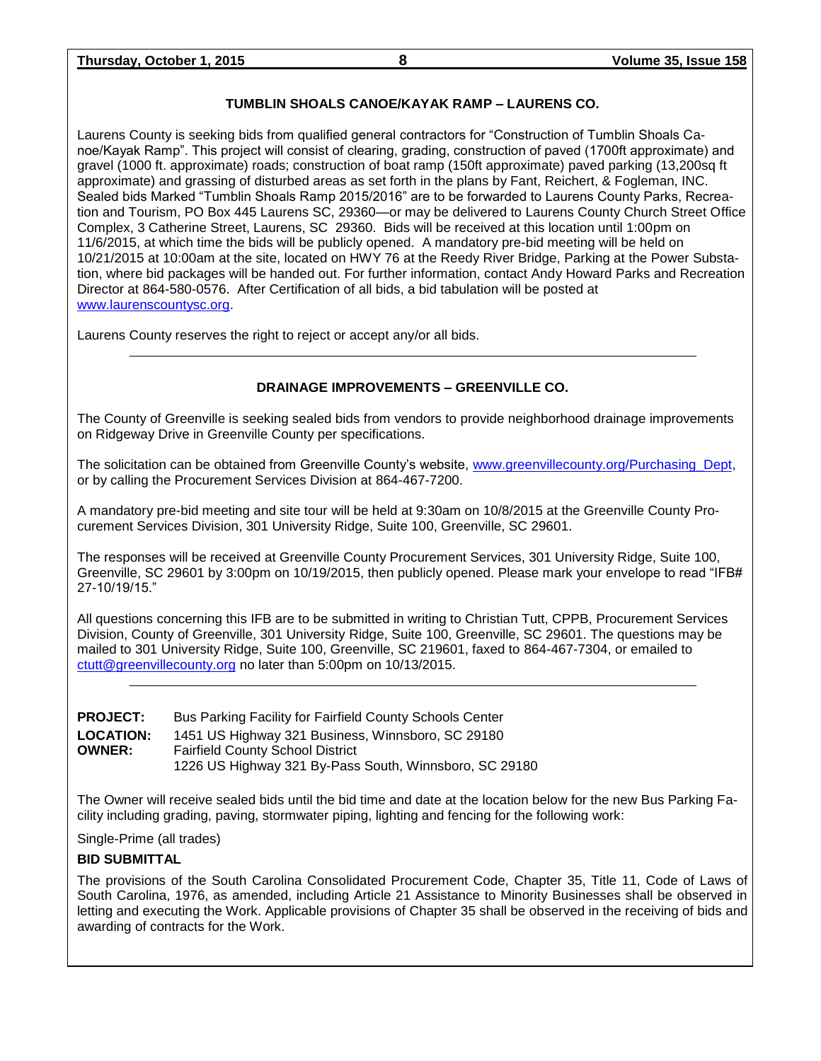### TUMBLIN SHOALS CANOE/KAYAK RAMP – LAURENS CO.

Laurens County is seeking bids from qualified general contractors for "Construction of Tumblin Shoals Canoe/Kayak Ramp". This project will consist of clearing, grading, construction of paved (1700ft approximate) and gravel (1000 ft. approximate) roads; construction of boat ramp (150ft approximate) paved parking (13,200sq ft approximate) and grassing of disturbed areas as set forth in the plans by Fant, Reichert, & Fogleman, INC. Sealed bids Marked "Tumblin Shoals Ramp 2015/2016" are to be forwarded to Laurens County Parks, Recreation and Tourism, PO Box 445 Laurens SC, 29360—or may be delivered to Laurens County Church Street Office Complex, 3 Catherine Street, Laurens, SC 29360. Bids will be received at this location until 1:00pm on 11/6/2015, at which time the bids will be publicly opened. A mandatory pre-bid meeting will be held on 10/21/2015 at 10:00am at the site, located on HWY 76 at the Reedy River Bridge, Parking at the Power Substation, where bid packages will be handed out. For further information, contact Andy Howard Parks and Recreation Director at 864-580-0576. After Certification of all bids, a bid tabulation will be posted at www.laurenscountysc.org.

Laurens County reserves the right to reject or accept any/or all bids.

---

### DRAINAGE IMPROVEMENTS – GREENVILLE CO.

The County of Greenville is seeking sealed bids from vendors to provide neighborhood drainage improvements on Ridgeway Drive in Greenville County per specifications.

The solicitation can be obtained from Greenville County's website, www.greenvillecounty.org/Purchasing_Dept, or by calling the Procurement Services Division at 864-467-7200.

A mandatory pre-bid meeting and site tour will be held at 9:30am on 10/8/2015 at the Greenville County Procurement Services Division, 301 University Ridge, Suite 100, Greenville, SC 29601.

The responses will be received at Greenville County Procurement Services, 301 University Ridge, Suite 100, Greenville, SC 29601 by 3:00pm on 10/19/2015, then publicly opened. Please mark your envelope to read "IFB# 27-10/19/15."

All questions concerning this IFB are to be submitted in writing to Christian Tutt, CPPB, Procurement Services Division, County of Greenville, 301 University Ridge, Suite 100, Greenville, SC 29601. The questions may be mailed to 301 University Ridge, Suite 100, Greenville, SC 219601, faxed to 864-467-7304, or emailed to ctutt@greenvillecounty.org no later than 5:00pm on 10/13/2015.

---

**PROJECT:** Bus Parking Facility for Fairfield County Schools Center
**LOCATION:** 1451 US Highway 321 Business, Winnsboro, SC 29180
**OWNER:** Fairfield County School District
1226 US Highway 321 By-Pass South, Winnsboro, SC 29180

The Owner will receive sealed bids until the bid time and date at the location below for the new Bus Parking Facility including grading, paving, stormwater piping, lighting and fencing for the following work:

Single-Prime (all trades)

**BID SUBMITTAL**

The provisions of the South Carolina Consolidated Procurement Code, Chapter 35, Title 11, Code of Laws of South Carolina, 1976, as amended, including Article 21 Assistance to Minority Businesses shall be observed in letting and executing the Work. Applicable provisions of Chapter 35 shall be observed in the receiving of bids and awarding of contracts for the Work.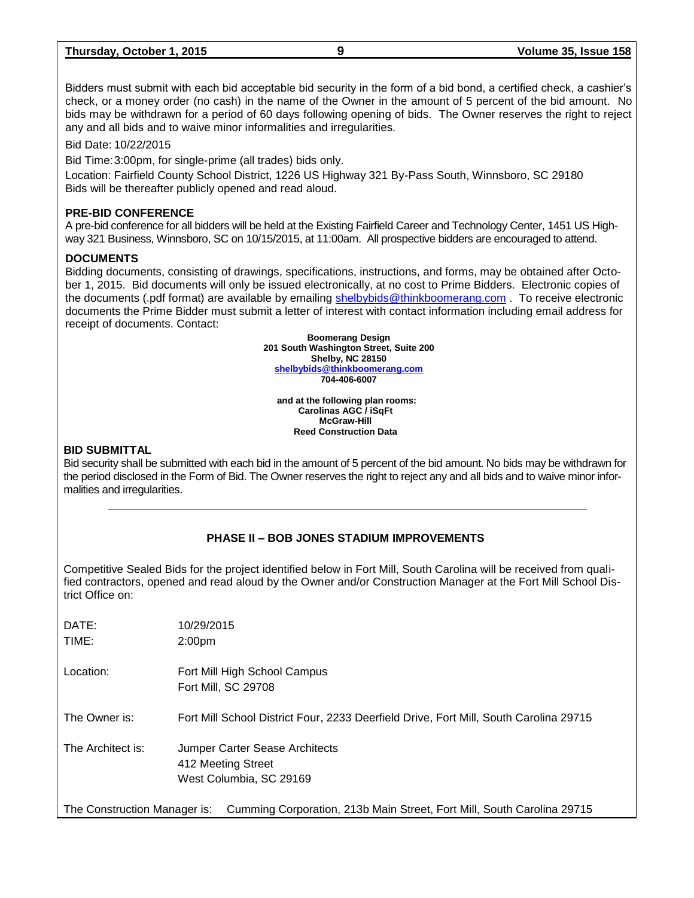Bidders must submit with each bid acceptable bid security in the form of a bid bond, a certified check, a cashier's check, or a money order (no cash) in the name of the Owner in the amount of 5 percent of the bid amount. No bids may be withdrawn for a period of 60 days following opening of bids. The Owner reserves the right to reject any and all bids and to waive minor informalities and irregularities.

Bid Date: 10/22/2015

Bid Time: 3:00pm, for single-prime (all trades) bids only.

Location: Fairfield County School District, 1226 US Highway 321 By-Pass South, Winnsboro, SC 29180
Bids will be thereafter publicly opened and read aloud.

**PRE-BID CONFERENCE**

A pre-bid conference for all bidders will be held at the Existing Fairfield Career and Technology Center, 1451 US Highway 321 Business, Winnsboro, SC on 10/15/2015, at 11:00am. All prospective bidders are encouraged to attend.

**DOCUMENTS**

Bidding documents, consisting of drawings, specifications, instructions, and forms, may be obtained after October 1, 2015. Bid documents will only be issued electronically, at no cost to Prime Bidders. Electronic copies of the documents (.pdf format) are available by emailing shelbybids@thinkboomerang.com . To receive electronic documents the Prime Bidder must submit a letter of interest with contact information including email address for receipt of documents. Contact:

**Boomerang Design**
**201 South Washington Street, Suite 200**
**Shelby, NC 28150**
**shelbybids@thinkboomerang.com**
**704-406-6007**

**and at the following plan rooms:**
**Carolinas AGC / iSqFt**
**McGraw-Hill**
**Reed Construction Data**

**BID SUBMITTAL**

Bid security shall be submitted with each bid in the amount of 5 percent of the bid amount. No bids may be withdrawn for the period disclosed in the Form of Bid. The Owner reserves the right to reject any and all bids and to waive minor informalities and irregularities.

---

## PHASE II – BOB JONES STADIUM IMPROVEMENTS

Competitive Sealed Bids for the project identified below in Fort Mill, South Carolina will be received from qualified contractors, opened and read aloud by the Owner and/or Construction Manager at the Fort Mill School District Office on:

DATE: 10/29/2015
TIME: 2:00pm

Location: Fort Mill High School Campus
Fort Mill, SC 29708

The Owner is: Fort Mill School District Four, 2233 Deerfield Drive, Fort Mill, South Carolina 29715

The Architect is: Jumper Carter Sease Architects
412 Meeting Street
West Columbia, SC 29169

The Construction Manager is: Cumming Corporation, 213b Main Street, Fort Mill, South Carolina 29715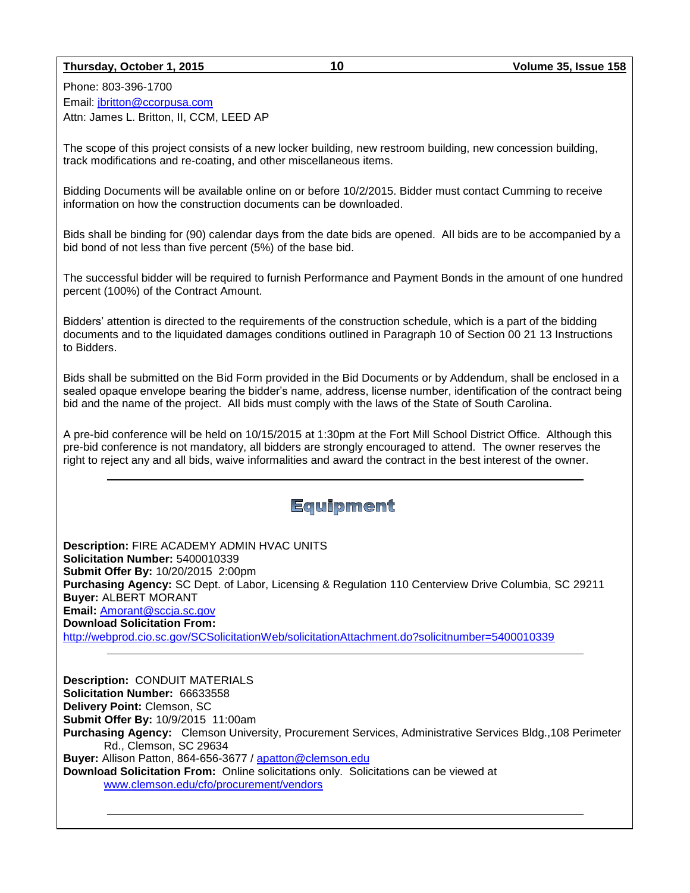Phone: 803-396-1700
Email: jbritton@ccorpusa.com
Attn: James L. Britton, II, CCM, LEED AP

The scope of this project consists of a new locker building, new restroom building, new concession building, track modifications and re-coating, and other miscellaneous items.

Bidding Documents will be available online on or before 10/2/2015. Bidder must contact Cumming to receive information on how the construction documents can be downloaded.

Bids shall be binding for (90) calendar days from the date bids are opened. All bids are to be accompanied by a bid bond of not less than five percent (5%) of the base bid.

The successful bidder will be required to furnish Performance and Payment Bonds in the amount of one hundred percent (100%) of the Contract Amount.

Bidders' attention is directed to the requirements of the construction schedule, which is a part of the bidding documents and to the liquidated damages conditions outlined in Paragraph 10 of Section 00 21 13 Instructions to Bidders.

Bids shall be submitted on the Bid Form provided in the Bid Documents or by Addendum, shall be enclosed in a sealed opaque envelope bearing the bidder's name, address, license number, identification of the contract being bid and the name of the project. All bids must comply with the laws of the State of South Carolina.

A pre-bid conference will be held on 10/15/2015 at 1:30pm at the Fort Mill School District Office. Although this pre-bid conference is not mandatory, all bidders are strongly encouraged to attend. The owner reserves the right to reject any and all bids, waive informalities and award the contract in the best interest of the owner.

---

# Equipment

**Description:** FIRE ACADEMY ADMIN HVAC UNITS
**Solicitation Number:** 5400010339
**Submit Offer By:** 10/20/2015 2:00pm
**Purchasing Agency:** SC Dept. of Labor, Licensing & Regulation 110 Centerview Drive Columbia, SC 29211
**Buyer:** ALBERT MORANT
**Email:** Amorant@sccja.sc.gov
**Download Solicitation From:**
http://webprod.cio.sc.gov/SCSolicitationWeb/solicitationAttachment.do?solicitnumber=5400010339

---

**Description:** CONDUIT MATERIALS
**Solicitation Number:** 66633558
**Delivery Point:** Clemson, SC
**Submit Offer By:** 10/9/2015 11:00am
**Purchasing Agency:** Clemson University, Procurement Services, Administrative Services Bldg.,108 Perimeter Rd., Clemson, SC 29634
**Buyer:** Allison Patton, 864-656-3677 / apatton@clemson.edu
**Download Solicitation From:** Online solicitations only. Solicitations can be viewed at www.clemson.edu/cfo/procurement/vendors

---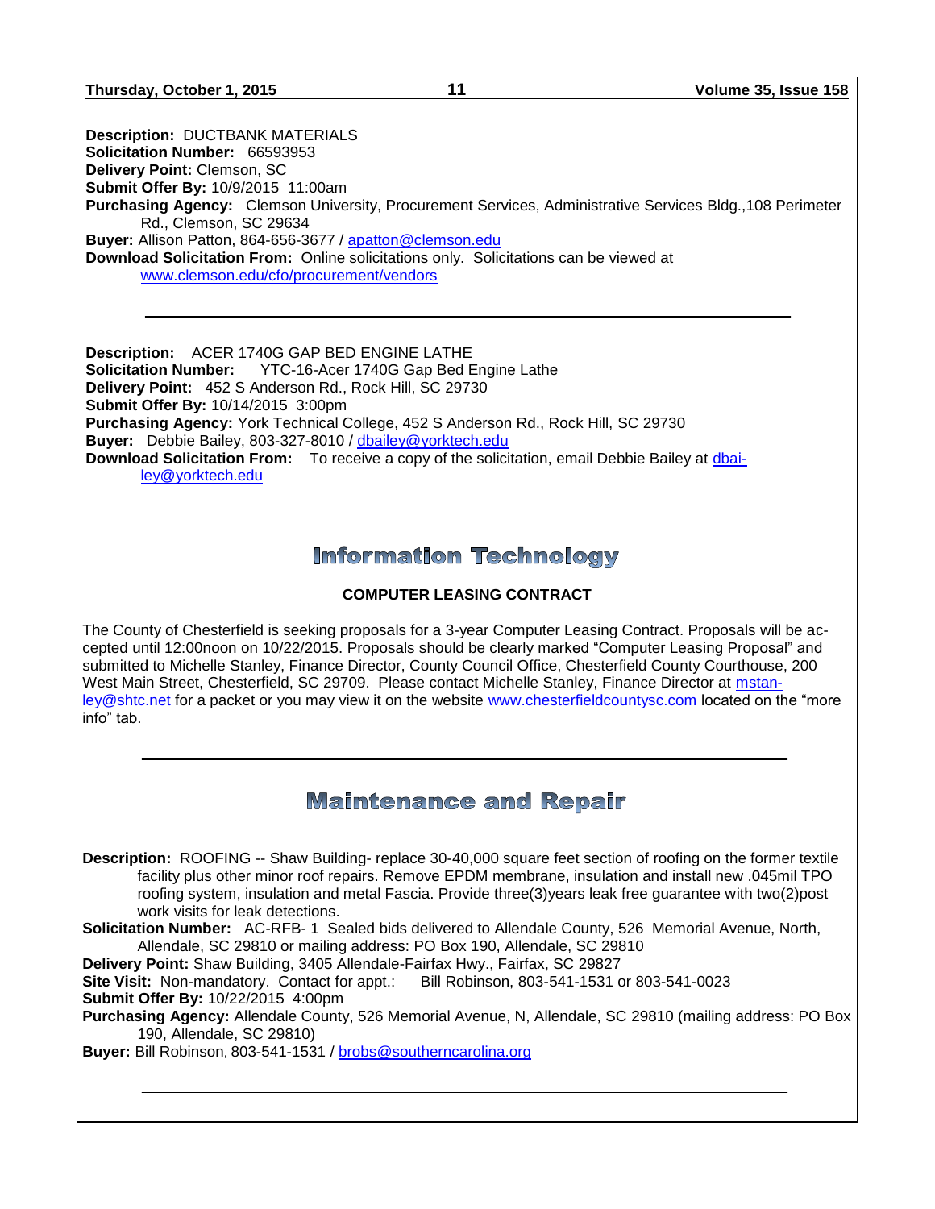**Description:** DUCTBANK MATERIALS
**Solicitation Number:** 66593953
**Delivery Point:** Clemson, SC
**Submit Offer By:** 10/9/2015 11:00am
**Purchasing Agency:** Clemson University, Procurement Services, Administrative Services Bldg.,108 Perimeter Rd., Clemson, SC 29634
**Buyer:** Allison Patton, 864-656-3677 / apatton@clemson.edu
**Download Solicitation From:** Online solicitations only. Solicitations can be viewed at www.clemson.edu/cfo/procurement/vendors

---

**Description:** ACER 1740G GAP BED ENGINE LATHE
**Solicitation Number:** YTC-16-Acer 1740G Gap Bed Engine Lathe
**Delivery Point:** 452 S Anderson Rd., Rock Hill, SC 29730
**Submit Offer By:** 10/14/2015 3:00pm
**Purchasing Agency:** York Technical College, 452 S Anderson Rd., Rock Hill, SC 29730
**Buyer:** Debbie Bailey, 803-327-8010 / dbailey@yorktech.edu
**Download Solicitation From:** To receive a copy of the solicitation, email Debbie Bailey at dbailey@yorktech.edu

---

# Information Technology

**COMPUTER LEASING CONTRACT**

The County of Chesterfield is seeking proposals for a 3-year Computer Leasing Contract. Proposals will be accepted until 12:00noon on 10/22/2015. Proposals should be clearly marked "Computer Leasing Proposal" and submitted to Michelle Stanley, Finance Director, County Council Office, Chesterfield County Courthouse, 200 West Main Street, Chesterfield, SC 29709. Please contact Michelle Stanley, Finance Director at mstanley@shtc.net for a packet or you may view it on the website www.chesterfieldcountysc.com located on the "more info" tab.

---

# Maintenance and Repair

**Description:** ROOFING -- Shaw Building- replace 30-40,000 square feet section of roofing on the former textile facility plus other minor roof repairs. Remove EPDM membrane, insulation and install new .045mil TPO roofing system, insulation and metal Fascia. Provide three(3)years leak free guarantee with two(2)post work visits for leak detections.
**Solicitation Number:** AC-RFB- 1 Sealed bids delivered to Allendale County, 526 Memorial Avenue, North, Allendale, SC 29810 or mailing address: PO Box 190, Allendale, SC 29810
**Delivery Point:** Shaw Building, 3405 Allendale-Fairfax Hwy., Fairfax, SC 29827
**Site Visit:** Non-mandatory. Contact for appt.: Bill Robinson, 803-541-1531 or 803-541-0023
**Submit Offer By:** 10/22/2015 4:00pm
**Purchasing Agency:** Allendale County, 526 Memorial Avenue, N, Allendale, SC 29810 (mailing address: PO Box 190, Allendale, SC 29810)
**Buyer:** Bill Robinson, 803-541-1531 / brobs@southerncarolina.org

---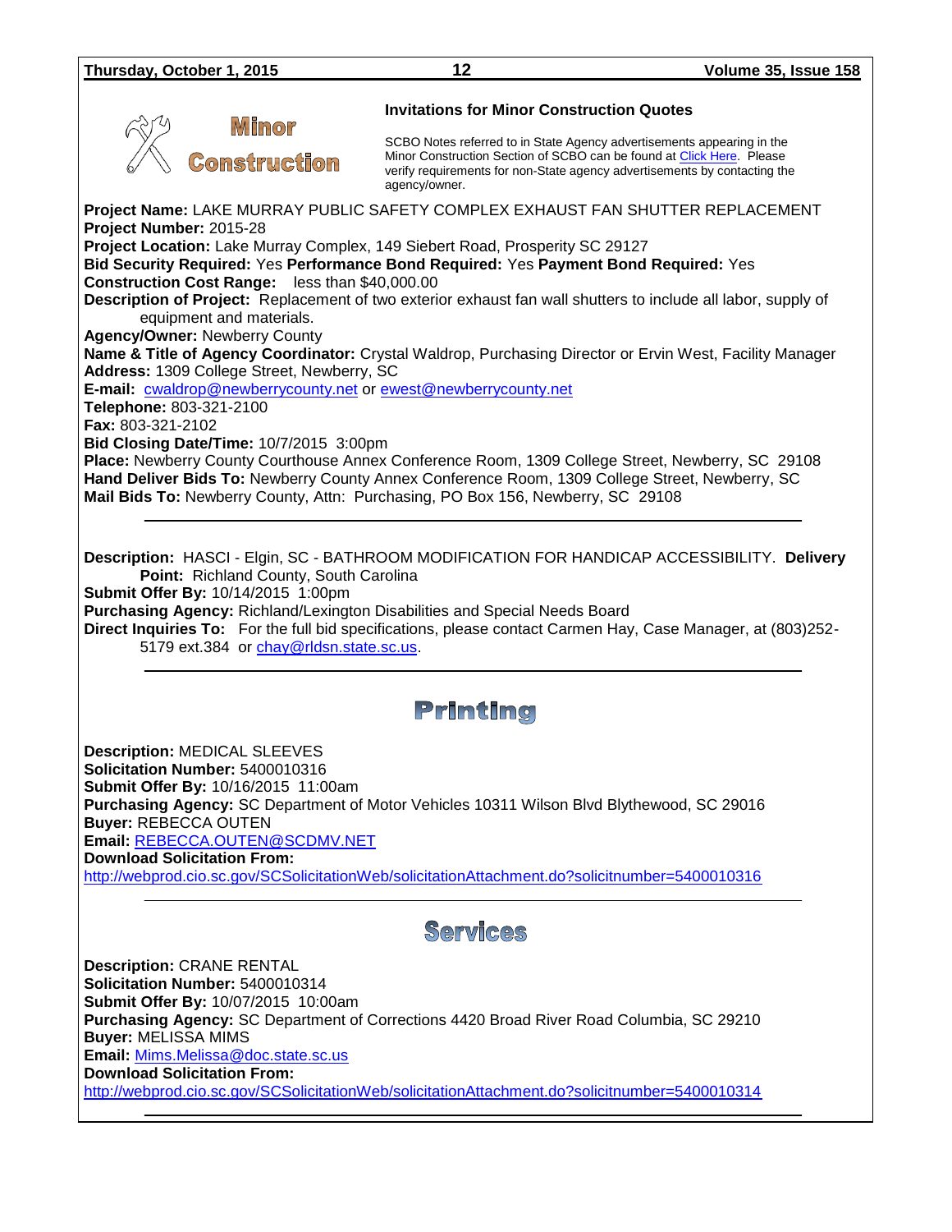## Minor Construction

### Invitations for Minor Construction Quotes

SCBO Notes referred to in State Agency advertisements appearing in the Minor Construction Section of SCBO can be found at Click Here. Please verify requirements for non-State agency advertisements by contacting the agency/owner.

**Project Name:** LAKE MURRAY PUBLIC SAFETY COMPLEX EXHAUST FAN SHUTTER REPLACEMENT
**Project Number:** 2015-28
**Project Location:** Lake Murray Complex, 149 Siebert Road, Prosperity SC 29127
**Bid Security Required:** Yes **Performance Bond Required:** Yes **Payment Bond Required:** Yes
**Construction Cost Range:** less than $40,000.00
**Description of Project:** Replacement of two exterior exhaust fan wall shutters to include all labor, supply of equipment and materials.
**Agency/Owner:** Newberry County
**Name & Title of Agency Coordinator:** Crystal Waldrop, Purchasing Director or Ervin West, Facility Manager
**Address:** 1309 College Street, Newberry, SC
**E-mail:** cwaldrop@newberrycounty.net or ewest@newberrycounty.net
**Telephone:** 803-321-2100
**Fax:** 803-321-2102
**Bid Closing Date/Time:** 10/7/2015 3:00pm
**Place:** Newberry County Courthouse Annex Conference Room, 1309 College Street, Newberry, SC 29108
**Hand Deliver Bids To:** Newberry County Annex Conference Room, 1309 College Street, Newberry, SC
**Mail Bids To:** Newberry County, Attn: Purchasing, PO Box 156, Newberry, SC 29108

---

**Description:** HASCI - Elgin, SC - BATHROOM MODIFICATION FOR HANDICAP ACCESSIBILITY. **Delivery Point:** Richland County, South Carolina
**Submit Offer By:** 10/14/2015 1:00pm
**Purchasing Agency:** Richland/Lexington Disabilities and Special Needs Board
**Direct Inquiries To:** For the full bid specifications, please contact Carmen Hay, Case Manager, at (803)252-5179 ext.384 or chay@rldsn.state.sc.us.

---

## Printing

**Description:** MEDICAL SLEEVES
**Solicitation Number:** 5400010316
**Submit Offer By:** 10/16/2015 11:00am
**Purchasing Agency:** SC Department of Motor Vehicles 10311 Wilson Blvd Blythewood, SC 29016
**Buyer:** REBECCA OUTEN
**Email:** REBECCA.OUTEN@SCDMV.NET
**Download Solicitation From:**
http://webprod.cio.sc.gov/SCSolicitationWeb/solicitationAttachment.do?solicitnumber=5400010316

---

## Services

**Description:** CRANE RENTAL
**Solicitation Number:** 5400010314
**Submit Offer By:** 10/07/2015 10:00am
**Purchasing Agency:** SC Department of Corrections 4420 Broad River Road Columbia, SC 29210
**Buyer:** MELISSA MIMS
**Email:** Mims.Melissa@doc.state.sc.us
**Download Solicitation From:**
http://webprod.cio.sc.gov/SCSolicitationWeb/solicitationAttachment.do?solicitnumber=5400010314

---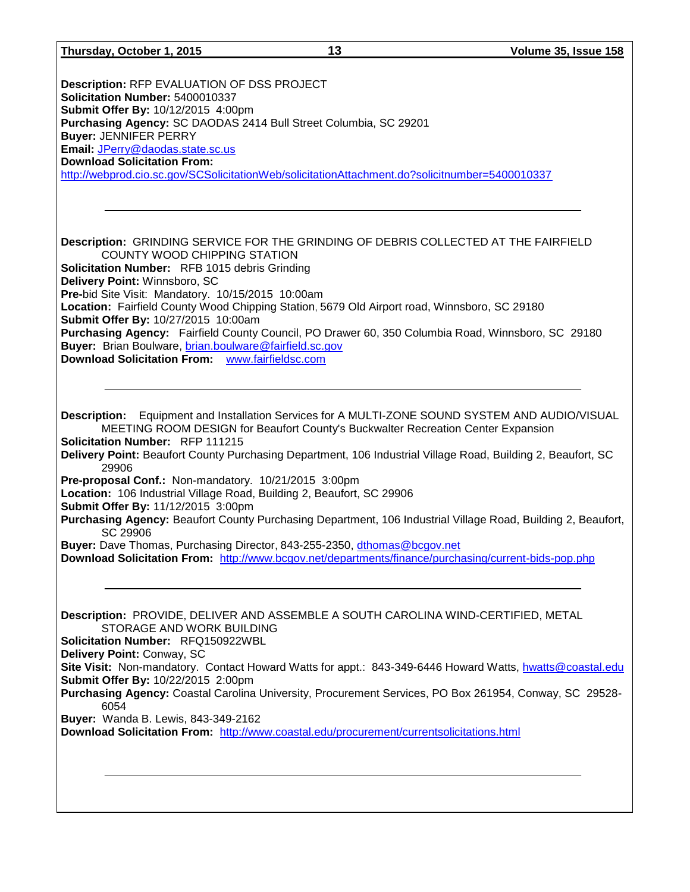**Description:** RFP EVALUATION OF DSS PROJECT
**Solicitation Number:** 5400010337
**Submit Offer By:** 10/12/2015 4:00pm
**Purchasing Agency:** SC DAODAS 2414 Bull Street Columbia, SC 29201
**Buyer:** JENNIFER PERRY
**Email:** JPerry@daodas.state.sc.us
**Download Solicitation From:**
http://webprod.cio.sc.gov/SCSolicitationWeb/solicitationAttachment.do?solicitnumber=5400010337

---

**Description:** GRINDING SERVICE FOR THE GRINDING OF DEBRIS COLLECTED AT THE FAIRFIELD COUNTY WOOD CHIPPING STATION
**Solicitation Number:** RFB 1015 debris Grinding
**Delivery Point:** Winnsboro, SC
**Pre-**bid Site Visit: Mandatory. 10/15/2015 10:00am
**Location:** Fairfield County Wood Chipping Station, 5679 Old Airport road, Winnsboro, SC 29180
**Submit Offer By:** 10/27/2015 10:00am
**Purchasing Agency:** Fairfield County Council, PO Drawer 60, 350 Columbia Road, Winnsboro, SC 29180
**Buyer:** Brian Boulware, brian.boulware@fairfield.sc.gov
**Download Solicitation From:** www.fairfieldsc.com

---

**Description:** Equipment and Installation Services for A MULTI-ZONE SOUND SYSTEM AND AUDIO/VISUAL MEETING ROOM DESIGN for Beaufort County's Buckwalter Recreation Center Expansion
**Solicitation Number:** RFP 111215
**Delivery Point:** Beaufort County Purchasing Department, 106 Industrial Village Road, Building 2, Beaufort, SC 29906
**Pre-proposal Conf.:** Non-mandatory. 10/21/2015 3:00pm
**Location:** 106 Industrial Village Road, Building 2, Beaufort, SC 29906
**Submit Offer By:** 11/12/2015 3:00pm
**Purchasing Agency:** Beaufort County Purchasing Department, 106 Industrial Village Road, Building 2, Beaufort, SC 29906
**Buyer:** Dave Thomas, Purchasing Director, 843-255-2350, dthomas@bcgov.net
**Download Solicitation From:** http://www.bcgov.net/departments/finance/purchasing/current-bids-pop.php

---

**Description:** PROVIDE, DELIVER AND ASSEMBLE A SOUTH CAROLINA WIND-CERTIFIED, METAL STORAGE AND WORK BUILDING
**Solicitation Number:** RFQ150922WBL
**Delivery Point:** Conway, SC
**Site Visit:** Non-mandatory. Contact Howard Watts for appt.: 843-349-6446 Howard Watts, hwatts@coastal.edu
**Submit Offer By:** 10/22/2015 2:00pm
**Purchasing Agency:** Coastal Carolina University, Procurement Services, PO Box 261954, Conway, SC 29528-6054
**Buyer:** Wanda B. Lewis, 843-349-2162
**Download Solicitation From:** http://www.coastal.edu/procurement/currentsolicitations.html

---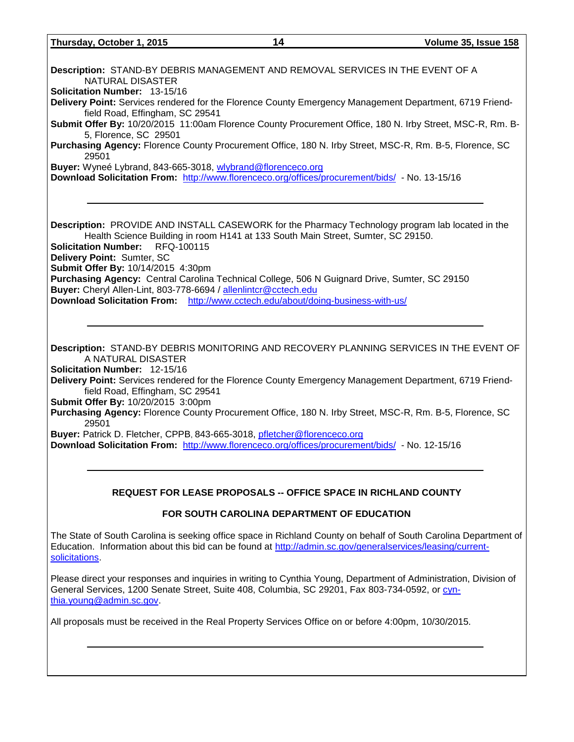**Description:** STAND-BY DEBRIS MANAGEMENT AND REMOVAL SERVICES IN THE EVENT OF A NATURAL DISASTER
**Solicitation Number:** 13-15/16
**Delivery Point:** Services rendered for the Florence County Emergency Management Department, 6719 Friendfield Road, Effingham, SC 29541
**Submit Offer By:** 10/20/2015 11:00am Florence County Procurement Office, 180 N. Irby Street, MSC-R, Rm. B-5, Florence, SC 29501
**Purchasing Agency:** Florence County Procurement Office, 180 N. Irby Street, MSC-R, Rm. B-5, Florence, SC 29501
**Buyer:** Wyneé Lybrand, 843-665-3018, wlybrand@florenceco.org
**Download Solicitation From:** http://www.florenceco.org/offices/procurement/bids/ - No. 13-15/16

---

**Description:** PROVIDE AND INSTALL CASEWORK for the Pharmacy Technology program lab located in the Health Science Building in room H141 at 133 South Main Street, Sumter, SC 29150.
**Solicitation Number:** RFQ-100115
**Delivery Point:** Sumter, SC
**Submit Offer By:** 10/14/2015 4:30pm
**Purchasing Agency:** Central Carolina Technical College, 506 N Guignard Drive, Sumter, SC 29150
**Buyer:** Cheryl Allen-Lint, 803-778-6694 / allenlintcr@cctech.edu
**Download Solicitation From:** http://www.cctech.edu/about/doing-business-with-us/

---

**Description:** STAND-BY DEBRIS MONITORING AND RECOVERY PLANNING SERVICES IN THE EVENT OF A NATURAL DISASTER
**Solicitation Number:** 12-15/16
**Delivery Point:** Services rendered for the Florence County Emergency Management Department, 6719 Friendfield Road, Effingham, SC 29541
**Submit Offer By:** 10/20/2015 3:00pm
**Purchasing Agency:** Florence County Procurement Office, 180 N. Irby Street, MSC-R, Rm. B-5, Florence, SC 29501
**Buyer:** Patrick D. Fletcher, CPPB, 843-665-3018, pfletcher@florenceco.org
**Download Solicitation From:** http://www.florenceco.org/offices/procurement/bids/ - No. 12-15/16

---

**REQUEST FOR LEASE PROPOSALS -- OFFICE SPACE IN RICHLAND COUNTY**

**FOR SOUTH CAROLINA DEPARTMENT OF EDUCATION**

The State of South Carolina is seeking office space in Richland County on behalf of South Carolina Department of Education. Information about this bid can be found at http://admin.sc.gov/generalservices/leasing/current-solicitations.

Please direct your responses and inquiries in writing to Cynthia Young, Department of Administration, Division of General Services, 1200 Senate Street, Suite 408, Columbia, SC 29201, Fax 803-734-0592, or cynthia.young@admin.sc.gov.

All proposals must be received in the Real Property Services Office on or before 4:00pm, 10/30/2015.

---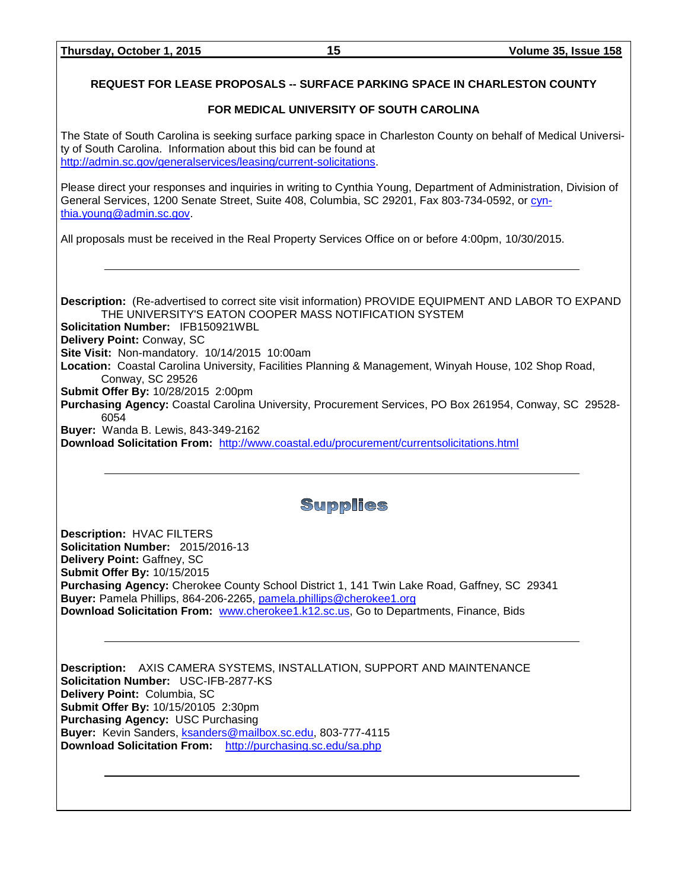## REQUEST FOR LEASE PROPOSALS -- SURFACE PARKING SPACE IN CHARLESTON COUNTY

## FOR MEDICAL UNIVERSITY OF SOUTH CAROLINA

The State of South Carolina is seeking surface parking space in Charleston County on behalf of Medical University of South Carolina. Information about this bid can be found at http://admin.sc.gov/generalservices/leasing/current-solicitations.

Please direct your responses and inquiries in writing to Cynthia Young, Department of Administration, Division of General Services, 1200 Senate Street, Suite 408, Columbia, SC 29201, Fax 803-734-0592, or cynthia.young@admin.sc.gov.

All proposals must be received in the Real Property Services Office on or before 4:00pm, 10/30/2015.

---

**Description:** (Re-advertised to correct site visit information) PROVIDE EQUIPMENT AND LABOR TO EXPAND THE UNIVERSITY'S EATON COOPER MASS NOTIFICATION SYSTEM
**Solicitation Number:** IFB150921WBL
**Delivery Point:** Conway, SC
**Site Visit:** Non-mandatory. 10/14/2015 10:00am
**Location:** Coastal Carolina University, Facilities Planning & Management, Winyah House, 102 Shop Road, Conway, SC 29526
**Submit Offer By:** 10/28/2015 2:00pm
**Purchasing Agency:** Coastal Carolina University, Procurement Services, PO Box 261954, Conway, SC 29528-6054
**Buyer:** Wanda B. Lewis, 843-349-2162
**Download Solicitation From:** http://www.coastal.edu/procurement/currentsolicitations.html

---

# Supplies

**Description:** HVAC FILTERS
**Solicitation Number:** 2015/2016-13
**Delivery Point:** Gaffney, SC
**Submit Offer By:** 10/15/2015
**Purchasing Agency:** Cherokee County School District 1, 141 Twin Lake Road, Gaffney, SC 29341
**Buyer:** Pamela Phillips, 864-206-2265, pamela.phillips@cherokee1.org
**Download Solicitation From:** www.cherokee1.k12.sc.us, Go to Departments, Finance, Bids

---

**Description:** AXIS CAMERA SYSTEMS, INSTALLATION, SUPPORT AND MAINTENANCE
**Solicitation Number:** USC-IFB-2877-KS
**Delivery Point:** Columbia, SC
**Submit Offer By:** 10/15/20105 2:30pm
**Purchasing Agency:** USC Purchasing
**Buyer:** Kevin Sanders, ksanders@mailbox.sc.edu, 803-777-4115
**Download Solicitation From:** http://purchasing.sc.edu/sa.php

---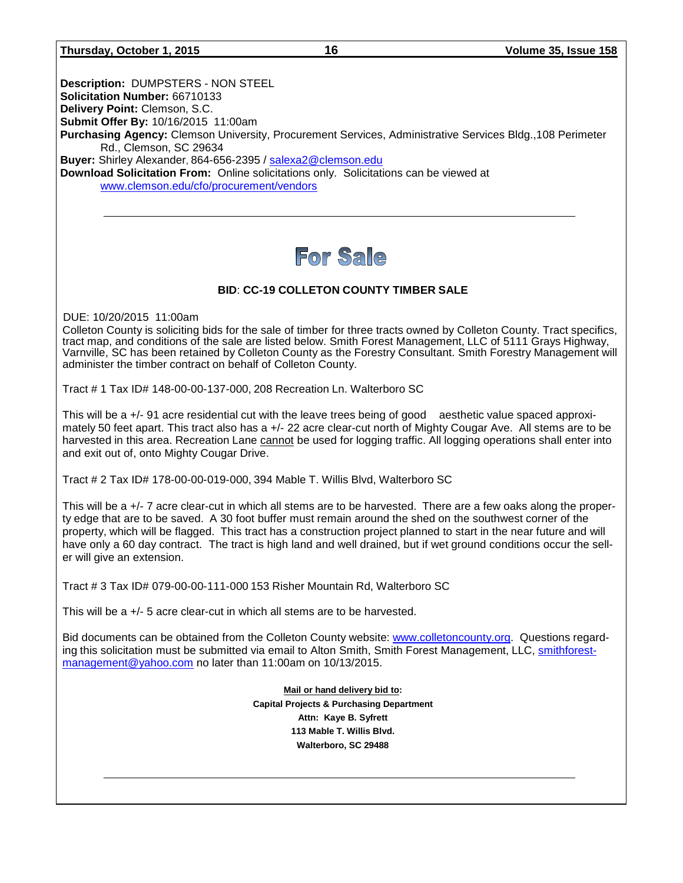**Description:** DUMPSTERS - NON STEEL
**Solicitation Number:** 66710133
**Delivery Point:** Clemson, S.C.
**Submit Offer By:** 10/16/2015 11:00am
**Purchasing Agency:** Clemson University, Procurement Services, Administrative Services Bldg.,108 Perimeter Rd., Clemson, SC 29634
**Buyer:** Shirley Alexander, 864-656-2395 / salexa2@clemson.edu
**Download Solicitation From:** Online solicitations only. Solicitations can be viewed at www.clemson.edu/cfo/procurement/vendors

---

# For Sale

### BID: CC-19 COLLETON COUNTY TIMBER SALE

DUE: 10/20/2015 11:00am

Colleton County is soliciting bids for the sale of timber for three tracts owned by Colleton County. Tract specifics, tract map, and conditions of the sale are listed below. Smith Forest Management, LLC of 5111 Grays Highway, Varnville, SC has been retained by Colleton County as the Forestry Consultant. Smith Forestry Management will administer the timber contract on behalf of Colleton County.

Tract # 1 Tax ID# 148-00-00-137-000, 208 Recreation Ln. Walterboro SC

This will be a +/- 91 acre residential cut with the leave trees being of good aesthetic value spaced approximately 50 feet apart. This tract also has a +/- 22 acre clear-cut north of Mighty Cougar Ave. All stems are to be harvested in this area. Recreation Lane cannot be used for logging traffic. All logging operations shall enter into and exit out of, onto Mighty Cougar Drive.

Tract # 2 Tax ID# 178-00-00-019-000, 394 Mable T. Willis Blvd, Walterboro SC

This will be a +/- 7 acre clear-cut in which all stems are to be harvested. There are a few oaks along the property edge that are to be saved. A 30 foot buffer must remain around the shed on the southwest corner of the property, which will be flagged. This tract has a construction project planned to start in the near future and will have only a 60 day contract. The tract is high land and well drained, but if wet ground conditions occur the seller will give an extension.

Tract # 3 Tax ID# 079-00-00-111-000 153 Risher Mountain Rd, Walterboro SC

This will be a +/- 5 acre clear-cut in which all stems are to be harvested.

Bid documents can be obtained from the Colleton County website: www.colletoncounty.org. Questions regarding this solicitation must be submitted via email to Alton Smith, Smith Forest Management, LLC, smithforest-management@yahoo.com no later than 11:00am on 10/13/2015.

**Mail or hand delivery bid to:**
**Capital Projects & Purchasing Department**
**Attn: Kaye B. Syfrett**
**113 Mable T. Willis Blvd.**
**Walterboro, SC 29488**

---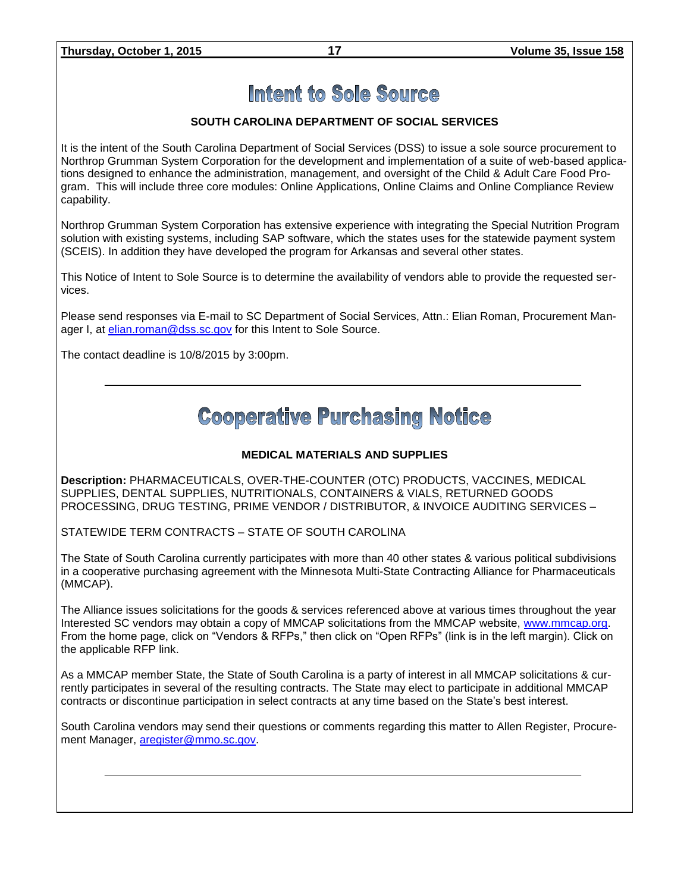# Intent to Sole Source

**SOUTH CAROLINA DEPARTMENT OF SOCIAL SERVICES**

It is the intent of the South Carolina Department of Social Services (DSS) to issue a sole source procurement to Northrop Grumman System Corporation for the development and implementation of a suite of web-based applications designed to enhance the administration, management, and oversight of the Child & Adult Care Food Program. This will include three core modules: Online Applications, Online Claims and Online Compliance Review capability.

Northrop Grumman System Corporation has extensive experience with integrating the Special Nutrition Program solution with existing systems, including SAP software, which the states uses for the statewide payment system (SCEIS). In addition they have developed the program for Arkansas and several other states.

This Notice of Intent to Sole Source is to determine the availability of vendors able to provide the requested services.

Please send responses via E-mail to SC Department of Social Services, Attn.: Elian Roman, Procurement Manager I, at elian.roman@dss.sc.gov for this Intent to Sole Source.

The contact deadline is 10/8/2015 by 3:00pm.

---

# Cooperative Purchasing Notice

**MEDICAL MATERIALS AND SUPPLIES**

**Description:** PHARMACEUTICALS, OVER-THE-COUNTER (OTC) PRODUCTS, VACCINES, MEDICAL SUPPLIES, DENTAL SUPPLIES, NUTRITIONALS, CONTAINERS & VIALS, RETURNED GOODS PROCESSING, DRUG TESTING, PRIME VENDOR / DISTRIBUTOR, & INVOICE AUDITING SERVICES –

STATEWIDE TERM CONTRACTS – STATE OF SOUTH CAROLINA

The State of South Carolina currently participates with more than 40 other states & various political subdivisions in a cooperative purchasing agreement with the Minnesota Multi-State Contracting Alliance for Pharmaceuticals (MMCAP).

The Alliance issues solicitations for the goods & services referenced above at various times throughout the year Interested SC vendors may obtain a copy of MMCAP solicitations from the MMCAP website, www.mmcap.org. From the home page, click on "Vendors & RFPs," then click on "Open RFPs" (link is in the left margin). Click on the applicable RFP link.

As a MMCAP member State, the State of South Carolina is a party of interest in all MMCAP solicitations & currently participates in several of the resulting contracts. The State may elect to participate in additional MMCAP contracts or discontinue participation in select contracts at any time based on the State's best interest.

South Carolina vendors may send their questions or comments regarding this matter to Allen Register, Procurement Manager, aregister@mmo.sc.gov.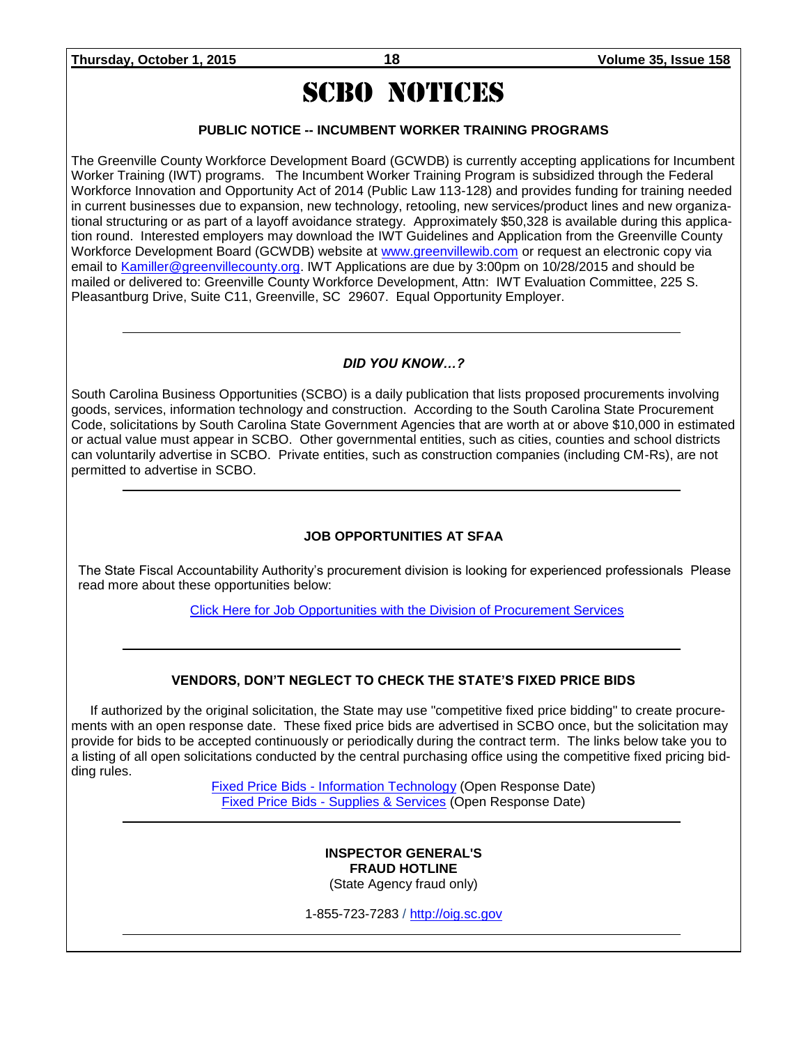# SCBO NOTICES

### PUBLIC NOTICE -- INCUMBENT WORKER TRAINING PROGRAMS

The Greenville County Workforce Development Board (GCWDB) is currently accepting applications for Incumbent Worker Training (IWT) programs. The Incumbent Worker Training Program is subsidized through the Federal Workforce Innovation and Opportunity Act of 2014 (Public Law 113-128) and provides funding for training needed in current businesses due to expansion, new technology, retooling, new services/product lines and new organizational structuring or as part of a layoff avoidance strategy. Approximately $50,328 is available during this application round. Interested employers may download the IWT Guidelines and Application from the Greenville County Workforce Development Board (GCWDB) website at [www.greenvillewib.com](http://www.greenvillewib.com) or request an electronic copy via email to [Kamiller@greenvillecounty.org](mailto:Kamiller@greenvillecounty.org). IWT Applications are due by 3:00pm on 10/28/2015 and should be mailed or delivered to: Greenville County Workforce Development, Attn: IWT Evaluation Committee, 225 S. Pleasantburg Drive, Suite C11, Greenville, SC 29607. Equal Opportunity Employer.

---

### *DID YOU KNOW…?*

South Carolina Business Opportunities (SCBO) is a daily publication that lists proposed procurements involving goods, services, information technology and construction. According to the South Carolina State Procurement Code, solicitations by South Carolina State Government Agencies that are worth at or above $10,000 in estimated or actual value must appear in SCBO. Other governmental entities, such as cities, counties and school districts can voluntarily advertise in SCBO. Private entities, such as construction companies (including CM-Rs), are not permitted to advertise in SCBO.

---

### JOB OPPORTUNITIES AT SFAA

The State Fiscal Accountability Authority's procurement division is looking for experienced professionals Please read more about these opportunities below:

Click Here for Job Opportunities with the Division of Procurement Services

---

### VENDORS, DON'T NEGLECT TO CHECK THE STATE'S FIXED PRICE BIDS

If authorized by the original solicitation, the State may use "competitive fixed price bidding" to create procurements with an open response date. These fixed price bids are advertised in SCBO once, but the solicitation may provide for bids to be accepted continuously or periodically during the contract term. The links below take you to a listing of all open solicitations conducted by the central purchasing office using the competitive fixed pricing bidding rules.

Fixed Price Bids - Information Technology (Open Response Date)
Fixed Price Bids - Supplies & Services (Open Response Date)

---

**INSPECTOR GENERAL'S**
**FRAUD HOTLINE**
(State Agency fraud only)

1-855-723-7283 / [http://oig.sc.gov](http://oig.sc.gov)

---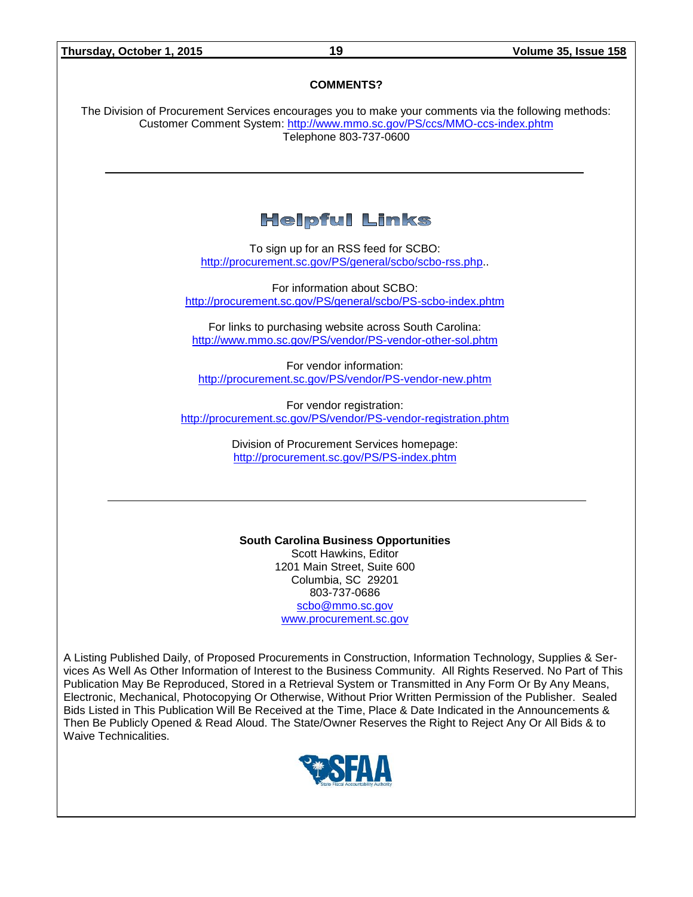## COMMENTS?

The Division of Procurement Services encourages you to make your comments via the following methods:
Customer Comment System: http://www.mmo.sc.gov/PS/ccs/MMO-ccs-index.phtm
Telephone 803-737-0600

---

## Helpful Links

To sign up for an RSS feed for SCBO:
http://procurement.sc.gov/PS/general/scbo/scbo-rss.php..

For information about SCBO:
http://procurement.sc.gov/PS/general/scbo/PS-scbo-index.phtm

For links to purchasing website across South Carolina:
http://www.mmo.sc.gov/PS/vendor/PS-vendor-other-sol.phtm

For vendor information:
http://procurement.sc.gov/PS/vendor/PS-vendor-new.phtm

For vendor registration:
http://procurement.sc.gov/PS/vendor/PS-vendor-registration.phtm

Division of Procurement Services homepage:
http://procurement.sc.gov/PS/PS-index.phtm

---

**South Carolina Business Opportunities**
Scott Hawkins, Editor
1201 Main Street, Suite 600
Columbia, SC 29201
803-737-0686
scbo@mmo.sc.gov
www.procurement.sc.gov

A Listing Published Daily, of Proposed Procurements in Construction, Information Technology, Supplies & Services As Well As Other Information of Interest to the Business Community. All Rights Reserved. No Part of This Publication May Be Reproduced, Stored in a Retrieval System or Transmitted in Any Form Or By Any Means, Electronic, Mechanical, Photocopying Or Otherwise, Without Prior Written Permission of the Publisher. Sealed Bids Listed in This Publication Will Be Received at the Time, Place & Date Indicated in the Announcements & Then Be Publicly Opened & Read Aloud. The State/Owner Reserves the Right to Reject Any Or All Bids & to Waive Technicalities.

SFAA
State Fiscal Accountability Authority